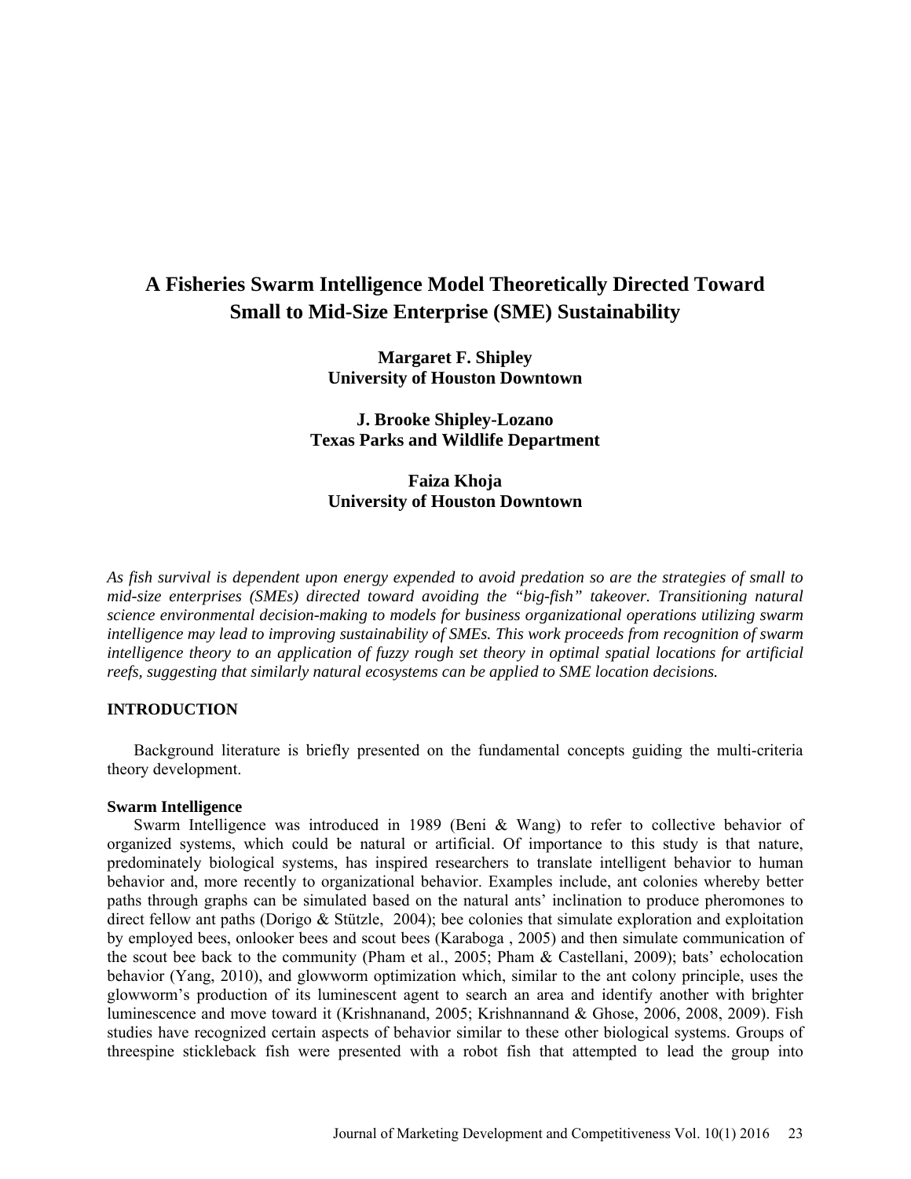# A Fisheries Swarm Intelligence Model Theoretically Directed Toward Small to Mid-Size Enterprise (SME) Sustainability

**Margaret F. Shipley**
**University of Houston Downtown**

**J. Brooke Shipley-Lozano**
**Texas Parks and Wildlife Department**

**Faiza Khoja**
**University of Houston Downtown**

*As fish survival is dependent upon energy expended to avoid predation so are the strategies of small to mid-size enterprises (SMEs) directed toward avoiding the "big-fish" takeover. Transitioning natural science environmental decision-making to models for business organizational operations utilizing swarm intelligence may lead to improving sustainability of SMEs. This work proceeds from recognition of swarm intelligence theory to an application of fuzzy rough set theory in optimal spatial locations for artificial reefs, suggesting that similarly natural ecosystems can be applied to SME location decisions.*

## INTRODUCTION

Background literature is briefly presented on the fundamental concepts guiding the multi-criteria theory development.

### Swarm Intelligence

Swarm Intelligence was introduced in 1989 (Beni & Wang) to refer to collective behavior of organized systems, which could be natural or artificial. Of importance to this study is that nature, predominately biological systems, has inspired researchers to translate intelligent behavior to human behavior and, more recently to organizational behavior. Examples include, ant colonies whereby better paths through graphs can be simulated based on the natural ants' inclination to produce pheromones to direct fellow ant paths (Dorigo & Stützle, 2004); bee colonies that simulate exploration and exploitation by employed bees, onlooker bees and scout bees (Karaboga , 2005) and then simulate communication of the scout bee back to the community (Pham et al., 2005; Pham & Castellani, 2009); bats' echolocation behavior (Yang, 2010), and glowworm optimization which, similar to the ant colony principle, uses the glowworm's production of its luminescent agent to search an area and identify another with brighter luminescence and move toward it (Krishnanand, 2005; Krishnannand & Ghose, 2006, 2008, 2009). Fish studies have recognized certain aspects of behavior similar to these other biological systems. Groups of threespine stickleback fish were presented with a robot fish that attempted to lead the group into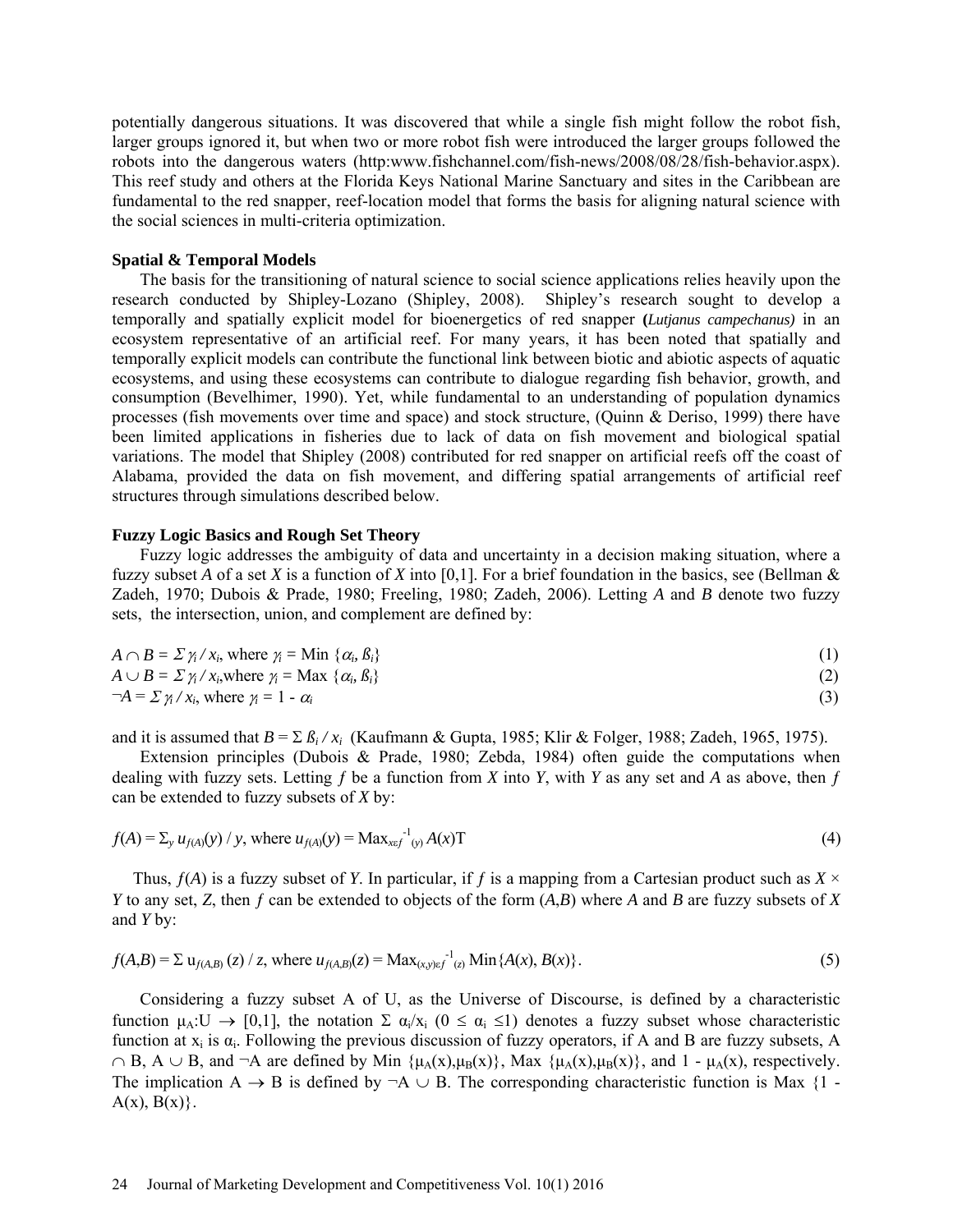potentially dangerous situations. It was discovered that while a single fish might follow the robot fish, larger groups ignored it, but when two or more robot fish were introduced the larger groups followed the robots into the dangerous waters (http:www.fishchannel.com/fish-news/2008/08/28/fish-behavior.aspx). This reef study and others at the Florida Keys National Marine Sanctuary and sites in the Caribbean are fundamental to the red snapper, reef-location model that forms the basis for aligning natural science with the social sciences in multi-criteria optimization.

### Spatial & Temporal Models

The basis for the transitioning of natural science to social science applications relies heavily upon the research conducted by Shipley-Lozano (Shipley, 2008). Shipley's research sought to develop a temporally and spatially explicit model for bioenergetics of red snapper (*Lutjanus campechanus)* in an ecosystem representative of an artificial reef. For many years, it has been noted that spatially and temporally explicit models can contribute the functional link between biotic and abiotic aspects of aquatic ecosystems, and using these ecosystems can contribute to dialogue regarding fish behavior, growth, and consumption (Bevelhimer, 1990). Yet, while fundamental to an understanding of population dynamics processes (fish movements over time and space) and stock structure, (Quinn & Deriso, 1999) there have been limited applications in fisheries due to lack of data on fish movement and biological spatial variations. The model that Shipley (2008) contributed for red snapper on artificial reefs off the coast of Alabama, provided the data on fish movement, and differing spatial arrangements of artificial reef structures through simulations described below.

### Fuzzy Logic Basics and Rough Set Theory

Fuzzy logic addresses the ambiguity of data and uncertainty in a decision making situation, where a fuzzy subset *A* of a set *X* is a function of *X* into [0,1]. For a brief foundation in the basics, see (Bellman & Zadeh, 1970; Dubois & Prade, 1980; Freeling, 1980; Zadeh, 2006). Letting *A* and *B* denote two fuzzy sets, the intersection, union, and complement are defined by:

$$A \cap B = \Sigma \gamma_i / x_i, \text{ where } \gamma_i = \text{Min } \{\alpha_i, \beta_i\} \quad (1)$$

$$A \cup B = \Sigma \gamma_i / x_i, \text{where } \gamma_i = \text{Max } \{\alpha_i, \beta_i\} \quad (2)$$

$$\neg A = \Sigma \gamma_i / x_i, \text{ where } \gamma_i = 1 - \alpha_i \quad (3)$$

and it is assumed that $B = \Sigma \beta_i / x_i$ (Kaufmann & Gupta, 1985; Klir & Folger, 1988; Zadeh, 1965, 1975).

Extension principles (Dubois & Prade, 1980; Zebda, 1984) often guide the computations when dealing with fuzzy sets. Letting *f* be a function from *X* into *Y*, with *Y* as any set and *A* as above, then *f* can be extended to fuzzy subsets of *X* by:

$$f(A) = \Sigma_y u_{f(A)}(y) / y, \text{ where } u_{f(A)}(y) = \text{Max}_{x \varepsilon f^{-1}(y)} A(x)\text{T} \quad (4)$$

Thus, *f*(*A*) is a fuzzy subset of *Y*. In particular, if *f* is a mapping from a Cartesian product such as $X \times Y$ to any set, *Z*, then *f* can be extended to objects of the form (*A*,*B*) where *A* and *B* are fuzzy subsets of *X* and *Y* by:

$$f(A,B) = \Sigma\, u_{f(A,B)}(z) / z, \text{ where } u_{f(A,B)}(z) = \text{Max}_{(x,y) \varepsilon f^{-1}(z)} \text{Min}\{A(x), B(x)\}. \quad (5)$$

Considering a fuzzy subset A of U, as the Universe of Discourse, is defined by a characteristic function $\mu_A: U \rightarrow [0,1]$, the notation $\Sigma\ \alpha_i/x_i$ $(0 \leq \alpha_i \leq 1)$ denotes a fuzzy subset whose characteristic function at $x_i$ is $\alpha_i$. Following the previous discussion of fuzzy operators, if A and B are fuzzy subsets, $A \cap B$, $A \cup B$, and $\neg A$ are defined by Min $\{\mu_A(x),\mu_B(x)\}$, Max $\{\mu_A(x),\mu_B(x)\}$, and $1 - \mu_A(x)$, respectively. The implication $A \rightarrow B$ is defined by $\neg A \cup B$. The corresponding characteristic function is Max $\{1 - A(x), B(x)\}$.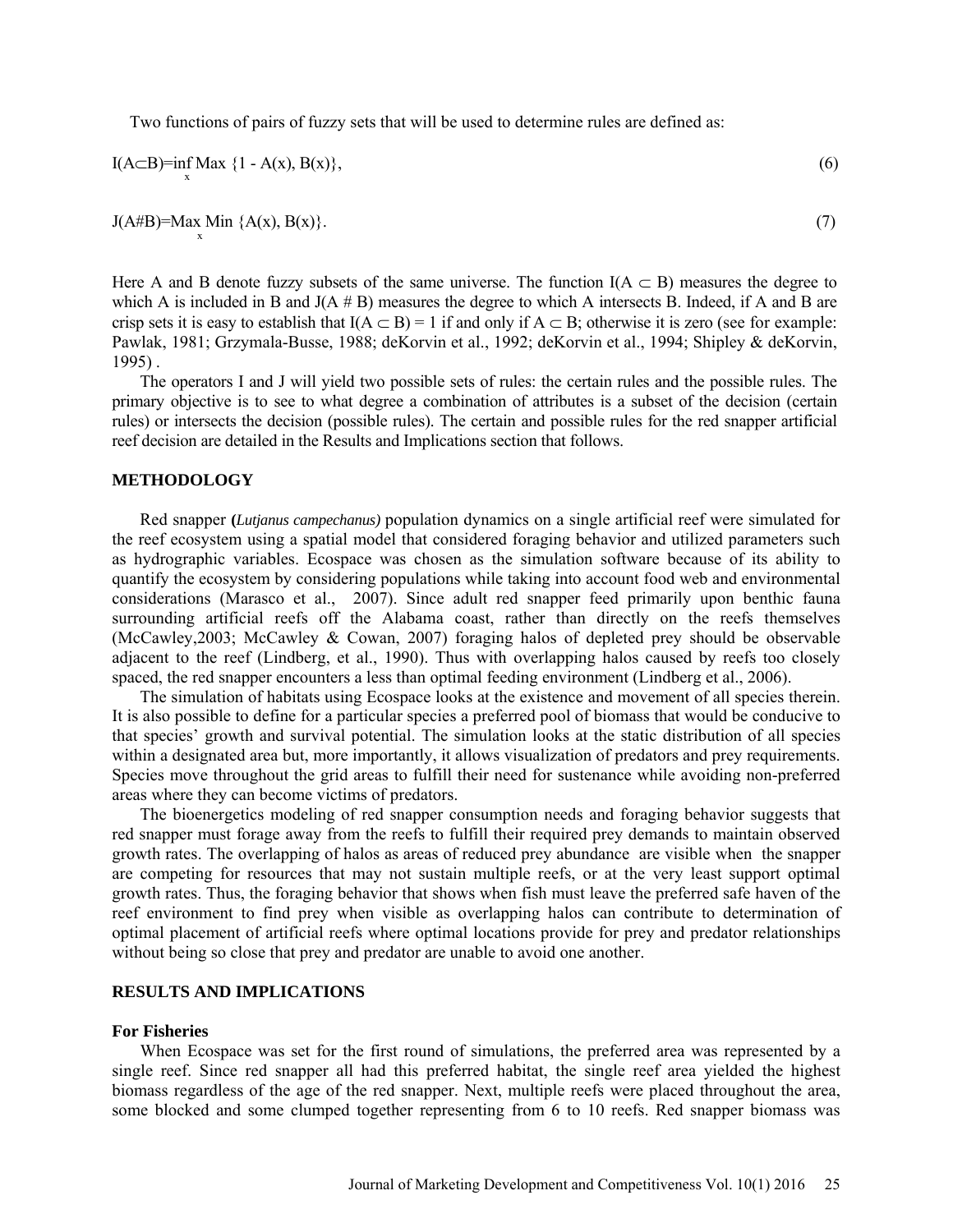Two functions of pairs of fuzzy sets that will be used to determine rules are defined as:

$$I(A \subset B) = \inf_x \text{Max } \{1 - A(x), B(x)\}, \tag{6}$$

$$J(A \# B) = \text{Max}_x \text{ Min } \{A(x), B(x)\}. \tag{7}$$

Here A and B denote fuzzy subsets of the same universe. The function $I(A \subset B)$ measures the degree to which A is included in B and $J(A \# B)$ measures the degree to which A intersects B. Indeed, if A and B are crisp sets it is easy to establish that $I(A \subset B) = 1$ if and only if $A \subset B$; otherwise it is zero (see for example: Pawlak, 1981; Grzymala-Busse, 1988; deKorvin et al., 1992; deKorvin et al., 1994; Shipley & deKorvin, 1995) .

The operators I and J will yield two possible sets of rules: the certain rules and the possible rules. The primary objective is to see to what degree a combination of attributes is a subset of the decision (certain rules) or intersects the decision (possible rules). The certain and possible rules for the red snapper artificial reef decision are detailed in the Results and Implications section that follows.

## METHODOLOGY

Red snapper (*Lutjanus campechanus)* population dynamics on a single artificial reef were simulated for the reef ecosystem using a spatial model that considered foraging behavior and utilized parameters such as hydrographic variables. Ecospace was chosen as the simulation software because of its ability to quantify the ecosystem by considering populations while taking into account food web and environmental considerations (Marasco et al., 2007). Since adult red snapper feed primarily upon benthic fauna surrounding artificial reefs off the Alabama coast, rather than directly on the reefs themselves (McCawley,2003; McCawley & Cowan, 2007) foraging halos of depleted prey should be observable adjacent to the reef (Lindberg, et al., 1990). Thus with overlapping halos caused by reefs too closely spaced, the red snapper encounters a less than optimal feeding environment (Lindberg et al., 2006).

The simulation of habitats using Ecospace looks at the existence and movement of all species therein. It is also possible to define for a particular species a preferred pool of biomass that would be conducive to that species' growth and survival potential. The simulation looks at the static distribution of all species within a designated area but, more importantly, it allows visualization of predators and prey requirements. Species move throughout the grid areas to fulfill their need for sustenance while avoiding non-preferred areas where they can become victims of predators.

The bioenergetics modeling of red snapper consumption needs and foraging behavior suggests that red snapper must forage away from the reefs to fulfill their required prey demands to maintain observed growth rates. The overlapping of halos as areas of reduced prey abundance are visible when the snapper are competing for resources that may not sustain multiple reefs, or at the very least support optimal growth rates. Thus, the foraging behavior that shows when fish must leave the preferred safe haven of the reef environment to find prey when visible as overlapping halos can contribute to determination of optimal placement of artificial reefs where optimal locations provide for prey and predator relationships without being so close that prey and predator are unable to avoid one another.

## RESULTS AND IMPLICATIONS

### For Fisheries

When Ecospace was set for the first round of simulations, the preferred area was represented by a single reef. Since red snapper all had this preferred habitat, the single reef area yielded the highest biomass regardless of the age of the red snapper. Next, multiple reefs were placed throughout the area, some blocked and some clumped together representing from 6 to 10 reefs. Red snapper biomass was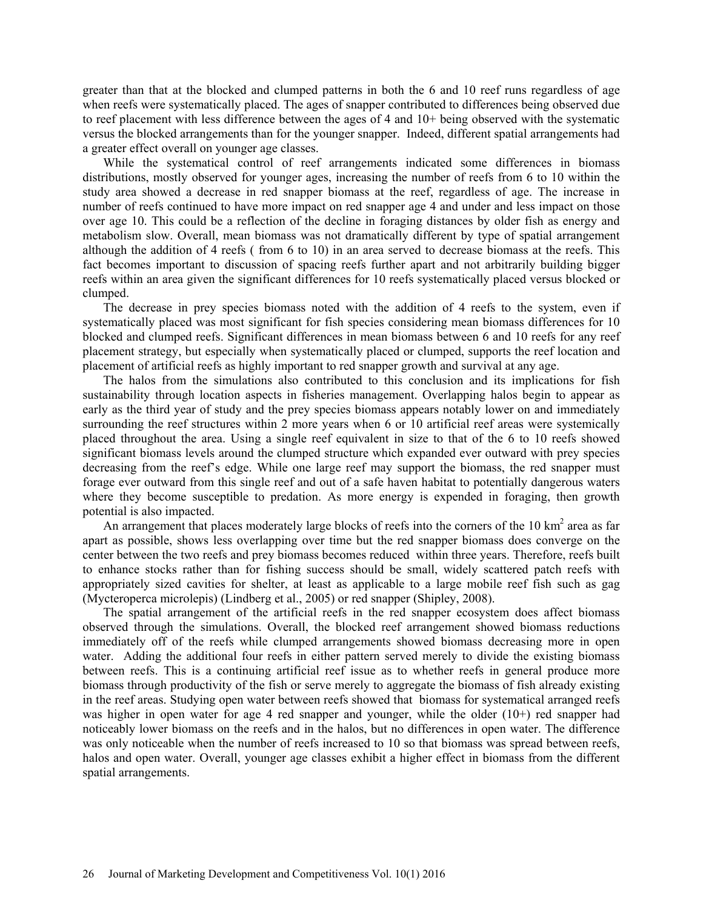greater than that at the blocked and clumped patterns in both the 6 and 10 reef runs regardless of age when reefs were systematically placed. The ages of snapper contributed to differences being observed due to reef placement with less difference between the ages of 4 and 10+ being observed with the systematic versus the blocked arrangements than for the younger snapper. Indeed, different spatial arrangements had a greater effect overall on younger age classes.

While the systematical control of reef arrangements indicated some differences in biomass distributions, mostly observed for younger ages, increasing the number of reefs from 6 to 10 within the study area showed a decrease in red snapper biomass at the reef, regardless of age. The increase in number of reefs continued to have more impact on red snapper age 4 and under and less impact on those over age 10. This could be a reflection of the decline in foraging distances by older fish as energy and metabolism slow. Overall, mean biomass was not dramatically different by type of spatial arrangement although the addition of 4 reefs ( from 6 to 10) in an area served to decrease biomass at the reefs. This fact becomes important to discussion of spacing reefs further apart and not arbitrarily building bigger reefs within an area given the significant differences for 10 reefs systematically placed versus blocked or clumped.

The decrease in prey species biomass noted with the addition of 4 reefs to the system, even if systematically placed was most significant for fish species considering mean biomass differences for 10 blocked and clumped reefs. Significant differences in mean biomass between 6 and 10 reefs for any reef placement strategy, but especially when systematically placed or clumped, supports the reef location and placement of artificial reefs as highly important to red snapper growth and survival at any age.

The halos from the simulations also contributed to this conclusion and its implications for fish sustainability through location aspects in fisheries management. Overlapping halos begin to appear as early as the third year of study and the prey species biomass appears notably lower on and immediately surrounding the reef structures within 2 more years when 6 or 10 artificial reef areas were systemically placed throughout the area. Using a single reef equivalent in size to that of the 6 to 10 reefs showed significant biomass levels around the clumped structure which expanded ever outward with prey species decreasing from the reef's edge. While one large reef may support the biomass, the red snapper must forage ever outward from this single reef and out of a safe haven habitat to potentially dangerous waters where they become susceptible to predation. As more energy is expended in foraging, then growth potential is also impacted.

An arrangement that places moderately large blocks of reefs into the corners of the 10 km$^2$ area as far apart as possible, shows less overlapping over time but the red snapper biomass does converge on the center between the two reefs and prey biomass becomes reduced within three years. Therefore, reefs built to enhance stocks rather than for fishing success should be small, widely scattered patch reefs with appropriately sized cavities for shelter, at least as applicable to a large mobile reef fish such as gag (Mycteroperca microlepis) (Lindberg et al., 2005) or red snapper (Shipley, 2008).

The spatial arrangement of the artificial reefs in the red snapper ecosystem does affect biomass observed through the simulations. Overall, the blocked reef arrangement showed biomass reductions immediately off of the reefs while clumped arrangements showed biomass decreasing more in open water. Adding the additional four reefs in either pattern served merely to divide the existing biomass between reefs. This is a continuing artificial reef issue as to whether reefs in general produce more biomass through productivity of the fish or serve merely to aggregate the biomass of fish already existing in the reef areas. Studying open water between reefs showed that biomass for systematical arranged reefs was higher in open water for age 4 red snapper and younger, while the older (10+) red snapper had noticeably lower biomass on the reefs and in the halos, but no differences in open water. The difference was only noticeable when the number of reefs increased to 10 so that biomass was spread between reefs, halos and open water. Overall, younger age classes exhibit a higher effect in biomass from the different spatial arrangements.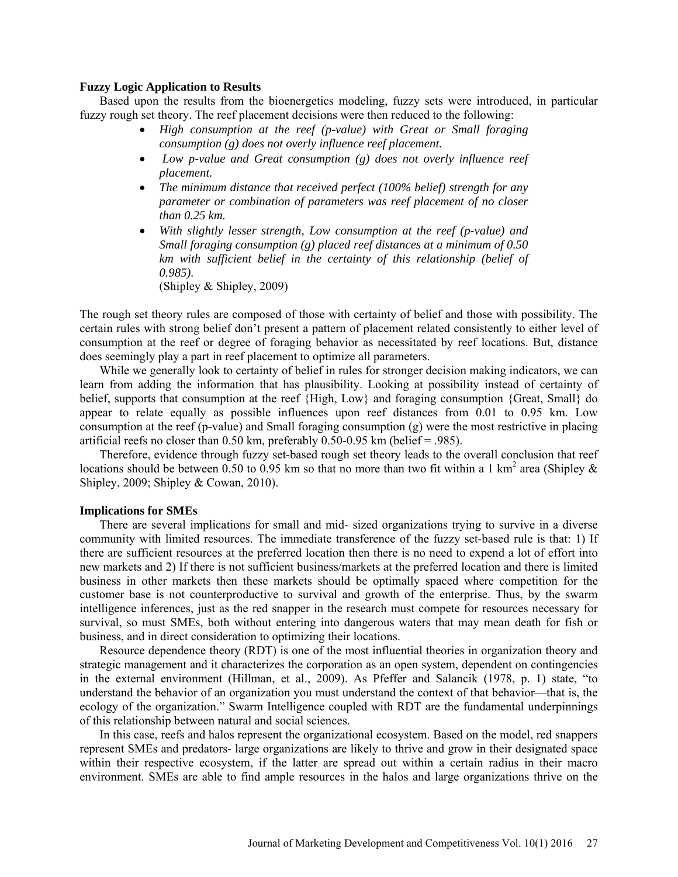### Fuzzy Logic Application to Results

Based upon the results from the bioenergetics modeling, fuzzy sets were introduced, in particular fuzzy rough set theory. The reef placement decisions were then reduced to the following:

- *High consumption at the reef (p-value) with Great or Small foraging consumption (g) does not overly influence reef placement.*
- *Low p-value and Great consumption (g) does not overly influence reef placement.*
- *The minimum distance that received perfect (100% belief) strength for any parameter or combination of parameters was reef placement of no closer than 0.25 km.*
- *With slightly lesser strength, Low consumption at the reef (p-value) and Small foraging consumption (g) placed reef distances at a minimum of 0.50 km with sufficient belief in the certainty of this relationship (belief of 0.985).*

  (Shipley & Shipley, 2009)

The rough set theory rules are composed of those with certainty of belief and those with possibility. The certain rules with strong belief don't present a pattern of placement related consistently to either level of consumption at the reef or degree of foraging behavior as necessitated by reef locations. But, distance does seemingly play a part in reef placement to optimize all parameters.

While we generally look to certainty of belief in rules for stronger decision making indicators, we can learn from adding the information that has plausibility. Looking at possibility instead of certainty of belief, supports that consumption at the reef {High, Low} and foraging consumption {Great, Small} do appear to relate equally as possible influences upon reef distances from 0.01 to 0.95 km. Low consumption at the reef (p-value) and Small foraging consumption (g) were the most restrictive in placing artificial reefs no closer than 0.50 km, preferably 0.50-0.95 km (belief = .985).

Therefore, evidence through fuzzy set-based rough set theory leads to the overall conclusion that reef locations should be between 0.50 to 0.95 km so that no more than two fit within a 1 $km^2$ area (Shipley & Shipley, 2009; Shipley & Cowan, 2010).

### Implications for SMEs

There are several implications for small and mid- sized organizations trying to survive in a diverse community with limited resources. The immediate transference of the fuzzy set-based rule is that: 1) If there are sufficient resources at the preferred location then there is no need to expend a lot of effort into new markets and 2) If there is not sufficient business/markets at the preferred location and there is limited business in other markets then these markets should be optimally spaced where competition for the customer base is not counterproductive to survival and growth of the enterprise. Thus, by the swarm intelligence inferences, just as the red snapper in the research must compete for resources necessary for survival, so must SMEs, both without entering into dangerous waters that may mean death for fish or business, and in direct consideration to optimizing their locations.

Resource dependence theory (RDT) is one of the most influential theories in organization theory and strategic management and it characterizes the corporation as an open system, dependent on contingencies in the external environment (Hillman, et al., 2009). As Pfeffer and Salancik (1978, p. 1) state, "to understand the behavior of an organization you must understand the context of that behavior—that is, the ecology of the organization." Swarm Intelligence coupled with RDT are the fundamental underpinnings of this relationship between natural and social sciences.

In this case, reefs and halos represent the organizational ecosystem. Based on the model, red snappers represent SMEs and predators- large organizations are likely to thrive and grow in their designated space within their respective ecosystem, if the latter are spread out within a certain radius in their macro environment. SMEs are able to find ample resources in the halos and large organizations thrive on the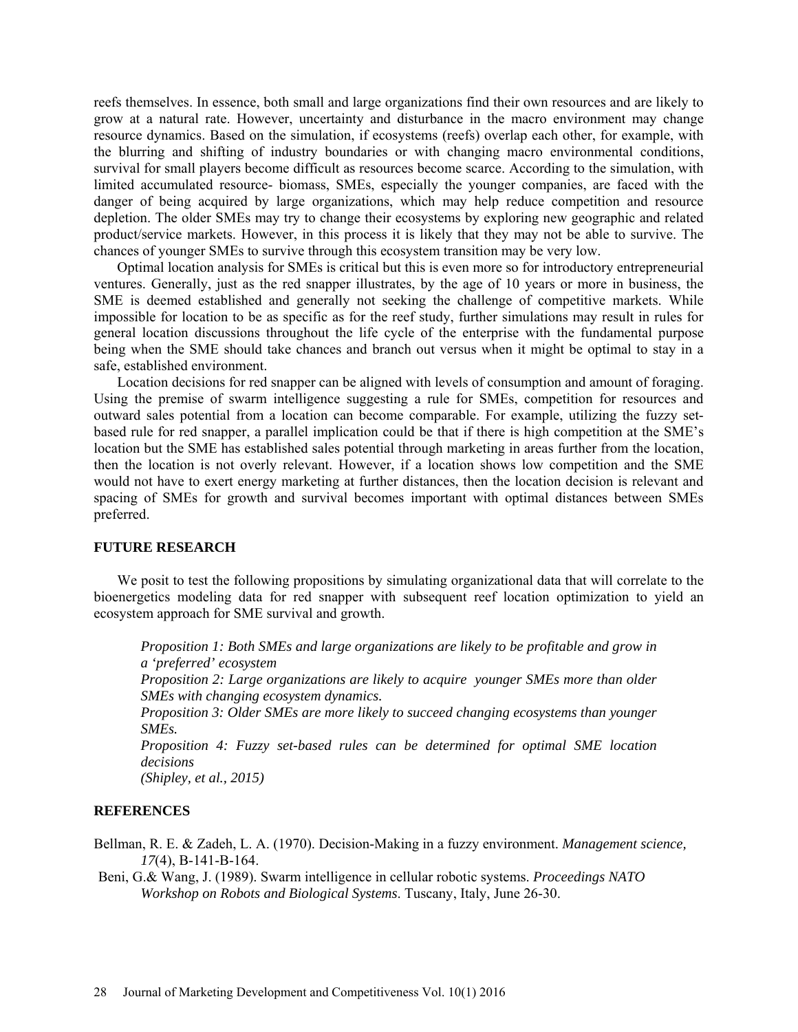reefs themselves. In essence, both small and large organizations find their own resources and are likely to grow at a natural rate. However, uncertainty and disturbance in the macro environment may change resource dynamics. Based on the simulation, if ecosystems (reefs) overlap each other, for example, with the blurring and shifting of industry boundaries or with changing macro environmental conditions, survival for small players become difficult as resources become scarce. According to the simulation, with limited accumulated resource- biomass, SMEs, especially the younger companies, are faced with the danger of being acquired by large organizations, which may help reduce competition and resource depletion. The older SMEs may try to change their ecosystems by exploring new geographic and related product/service markets. However, in this process it is likely that they may not be able to survive. The chances of younger SMEs to survive through this ecosystem transition may be very low.

Optimal location analysis for SMEs is critical but this is even more so for introductory entrepreneurial ventures. Generally, just as the red snapper illustrates, by the age of 10 years or more in business, the SME is deemed established and generally not seeking the challenge of competitive markets. While impossible for location to be as specific as for the reef study, further simulations may result in rules for general location discussions throughout the life cycle of the enterprise with the fundamental purpose being when the SME should take chances and branch out versus when it might be optimal to stay in a safe, established environment.

Location decisions for red snapper can be aligned with levels of consumption and amount of foraging. Using the premise of swarm intelligence suggesting a rule for SMEs, competition for resources and outward sales potential from a location can become comparable. For example, utilizing the fuzzy set-based rule for red snapper, a parallel implication could be that if there is high competition at the SME's location but the SME has established sales potential through marketing in areas further from the location, then the location is not overly relevant. However, if a location shows low competition and the SME would not have to exert energy marketing at further distances, then the location decision is relevant and spacing of SMEs for growth and survival becomes important with optimal distances between SMEs preferred.

## FUTURE RESEARCH

We posit to test the following propositions by simulating organizational data that will correlate to the bioenergetics modeling data for red snapper with subsequent reef location optimization to yield an ecosystem approach for SME survival and growth.

> *Proposition 1: Both SMEs and large organizations are likely to be profitable and grow in a 'preferred' ecosystem*
> *Proposition 2: Large organizations are likely to acquire younger SMEs more than older SMEs with changing ecosystem dynamics.*
> *Proposition 3: Older SMEs are more likely to succeed changing ecosystems than younger SMEs.*
> *Proposition 4: Fuzzy set-based rules can be determined for optimal SME location decisions*
> *(Shipley, et al., 2015)*

## REFERENCES

Bellman, R. E. & Zadeh, L. A. (1970). Decision-Making in a fuzzy environment. *Management science, 17*(4), B-141-B-164.

Beni, G.& Wang, J. (1989). Swarm intelligence in cellular robotic systems. *Proceedings NATO Workshop on Robots and Biological Systems*. Tuscany, Italy, June 26-30.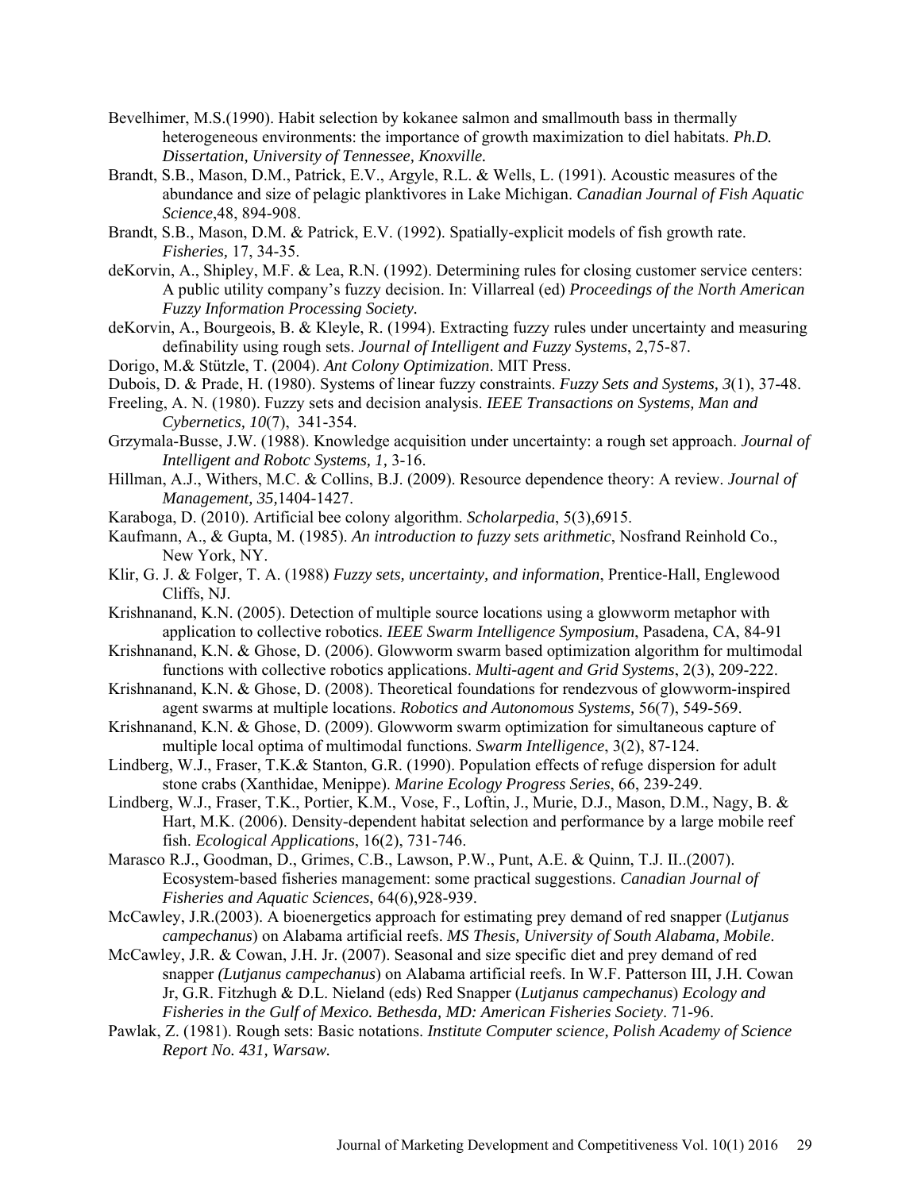Bevelhimer, M.S.(1990). Habit selection by kokanee salmon and smallmouth bass in thermally heterogeneous environments: the importance of growth maximization to diel habitats. *Ph.D. Dissertation, University of Tennessee, Knoxville.*

Brandt, S.B., Mason, D.M., Patrick, E.V., Argyle, R.L. & Wells, L. (1991). Acoustic measures of the abundance and size of pelagic planktivores in Lake Michigan. *Canadian Journal of Fish Aquatic Science*,48, 894-908.

Brandt, S.B., Mason, D.M. & Patrick, E.V. (1992). Spatially-explicit models of fish growth rate. *Fisheries,* 17, 34-35.

deKorvin, A., Shipley, M.F. & Lea, R.N. (1992). Determining rules for closing customer service centers: A public utility company's fuzzy decision. In: Villarreal (ed) *Proceedings of the North American Fuzzy Information Processing Society.*

deKorvin, A., Bourgeois, B. & Kleyle, R. (1994). Extracting fuzzy rules under uncertainty and measuring definability using rough sets. *Journal of Intelligent and Fuzzy Systems*, 2,75-87.

Dorigo, M.& Stützle, T. (2004). *Ant Colony Optimization*. MIT Press.

Dubois, D. & Prade, H. (1980). Systems of linear fuzzy constraints. *Fuzzy Sets and Systems, 3*(1), 37-48.

Freeling, A. N. (1980). Fuzzy sets and decision analysis. *IEEE Transactions on Systems, Man and Cybernetics, 10*(7), 341-354.

Grzymala-Busse, J.W. (1988). Knowledge acquisition under uncertainty: a rough set approach. *Journal of Intelligent and Robotc Systems, 1,* 3-16.

Hillman, A.J., Withers, M.C. & Collins, B.J. (2009). Resource dependence theory: A review. *Journal of Management, 35,*1404-1427.

Karaboga, D. (2010). Artificial bee colony algorithm. *Scholarpedia*, 5(3),6915.

Kaufmann, A., & Gupta, M. (1985). *An introduction to fuzzy sets arithmetic*, Nosfrand Reinhold Co., New York, NY.

Klir, G. J. & Folger, T. A. (1988) *Fuzzy sets, uncertainty, and information*, Prentice-Hall, Englewood Cliffs, NJ.

Krishnanand, K.N. (2005). Detection of multiple source locations using a glowworm metaphor with application to collective robotics. *IEEE Swarm Intelligence Symposium*, Pasadena, CA, 84-91

Krishnanand, K.N. & Ghose, D. (2006). Glowworm swarm based optimization algorithm for multimodal functions with collective robotics applications. *Multi-agent and Grid Systems*, 2(3), 209-222.

Krishnanand, K.N. & Ghose, D. (2008). Theoretical foundations for rendezvous of glowworm-inspired agent swarms at multiple locations. *Robotics and Autonomous Systems*, 56(7), 549-569.

Krishnanand, K.N. & Ghose, D. (2009). Glowworm swarm optimization for simultaneous capture of multiple local optima of multimodal functions. *Swarm Intelligence*, 3(2), 87-124.

Lindberg, W.J., Fraser, T.K.& Stanton, G.R. (1990). Population effects of refuge dispersion for adult stone crabs (Xanthidae, Menippe). *Marine Ecology Progress Series*, 66, 239-249.

Lindberg, W.J., Fraser, T.K., Portier, K.M., Vose, F., Loftin, J., Murie, D.J., Mason, D.M., Nagy, B. & Hart, M.K. (2006). Density-dependent habitat selection and performance by a large mobile reef fish. *Ecological Applications*, 16(2), 731-746.

Marasco R.J., Goodman, D., Grimes, C.B., Lawson, P.W., Punt, A.E. & Quinn, T.J. II..(2007). Ecosystem-based fisheries management: some practical suggestions. *Canadian Journal of Fisheries and Aquatic Sciences*, 64(6),928-939.

McCawley, J.R.(2003). A bioenergetics approach for estimating prey demand of red snapper (*Lutjanus campechanus*) on Alabama artificial reefs. *MS Thesis, University of South Alabama, Mobile*.

McCawley, J.R. & Cowan, J.H. Jr. (2007). Seasonal and size specific diet and prey demand of red snapper *(Lutjanus campechanus*) on Alabama artificial reefs. In W.F. Patterson III, J.H. Cowan Jr, G.R. Fitzhugh & D.L. Nieland (eds) Red Snapper (*Lutjanus campechanus*) *Ecology and Fisheries in the Gulf of Mexico. Bethesda, MD: American Fisheries Society*. 71-96.

Pawlak, Z. (1981). Rough sets: Basic notations. *Institute Computer science, Polish Academy of Science Report No. 431, Warsaw.*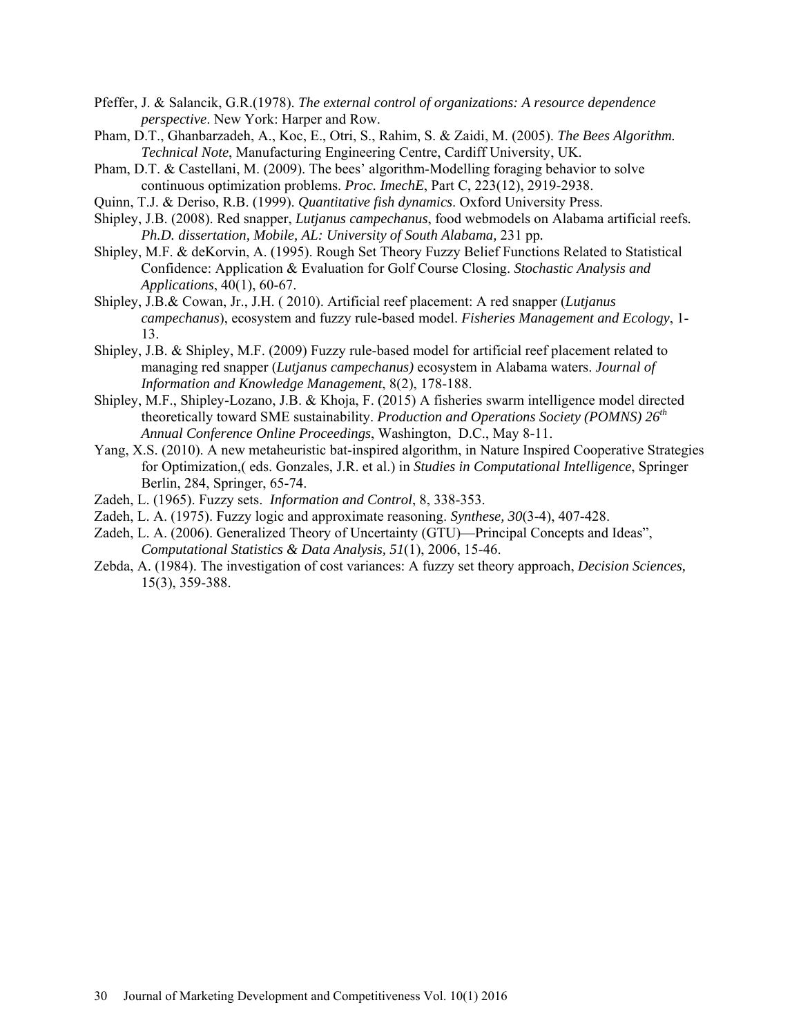Pfeffer, J. & Salancik, G.R.(1978). *The external control of organizations: A resource dependence perspective*. New York: Harper and Row.

Pham, D.T., Ghanbarzadeh, A., Koc, E., Otri, S., Rahim, S. & Zaidi, M. (2005). *The Bees Algorithm. Technical Note*, Manufacturing Engineering Centre, Cardiff University, UK.

Pham, D.T. & Castellani, M. (2009). The bees' algorithm-Modelling foraging behavior to solve continuous optimization problems. *Proc. ImechE*, Part C, 223(12), 2919-2938.

Quinn, T.J. & Deriso, R.B. (1999). *Quantitative fish dynamics*. Oxford University Press.

Shipley, J.B. (2008). Red snapper, *Lutjanus campechanus*, food webmodels on Alabama artificial reefs. *Ph.D. dissertation, Mobile, AL: University of South Alabama,* 231 pp.

Shipley, M.F. & deKorvin, A. (1995). Rough Set Theory Fuzzy Belief Functions Related to Statistical Confidence: Application & Evaluation for Golf Course Closing. *Stochastic Analysis and Applications*, 40(1), 60-67.

Shipley, J.B.& Cowan, Jr., J.H. ( 2010). Artificial reef placement: A red snapper (*Lutjanus campechanus*), ecosystem and fuzzy rule-based model. *Fisheries Management and Ecology*, 1-13.

Shipley, J.B. & Shipley, M.F. (2009) Fuzzy rule-based model for artificial reef placement related to managing red snapper (*Lutjanus campechanus)* ecosystem in Alabama waters. *Journal of Information and Knowledge Management*, 8(2), 178-188.

Shipley, M.F., Shipley-Lozano, J.B. & Khoja, F. (2015) A fisheries swarm intelligence model directed theoretically toward SME sustainability. *Production and Operations Society (POMNS) 26th Annual Conference Online Proceedings*, Washington, D.C., May 8-11.

Yang, X.S. (2010). A new metaheuristic bat-inspired algorithm, in Nature Inspired Cooperative Strategies for Optimization,( eds. Gonzales, J.R. et al.) in *Studies in Computational Intelligence*, Springer Berlin, 284, Springer, 65-74.

Zadeh, L. (1965). Fuzzy sets. *Information and Control*, 8, 338-353.

Zadeh, L. A. (1975). Fuzzy logic and approximate reasoning. *Synthese, 30*(3-4), 407-428.

Zadeh, L. A. (2006). Generalized Theory of Uncertainty (GTU)—Principal Concepts and Ideas", *Computational Statistics & Data Analysis, 51*(1), 2006, 15-46.

Zebda, A. (1984). The investigation of cost variances: A fuzzy set theory approach, *Decision Sciences,* 15(3), 359-388.